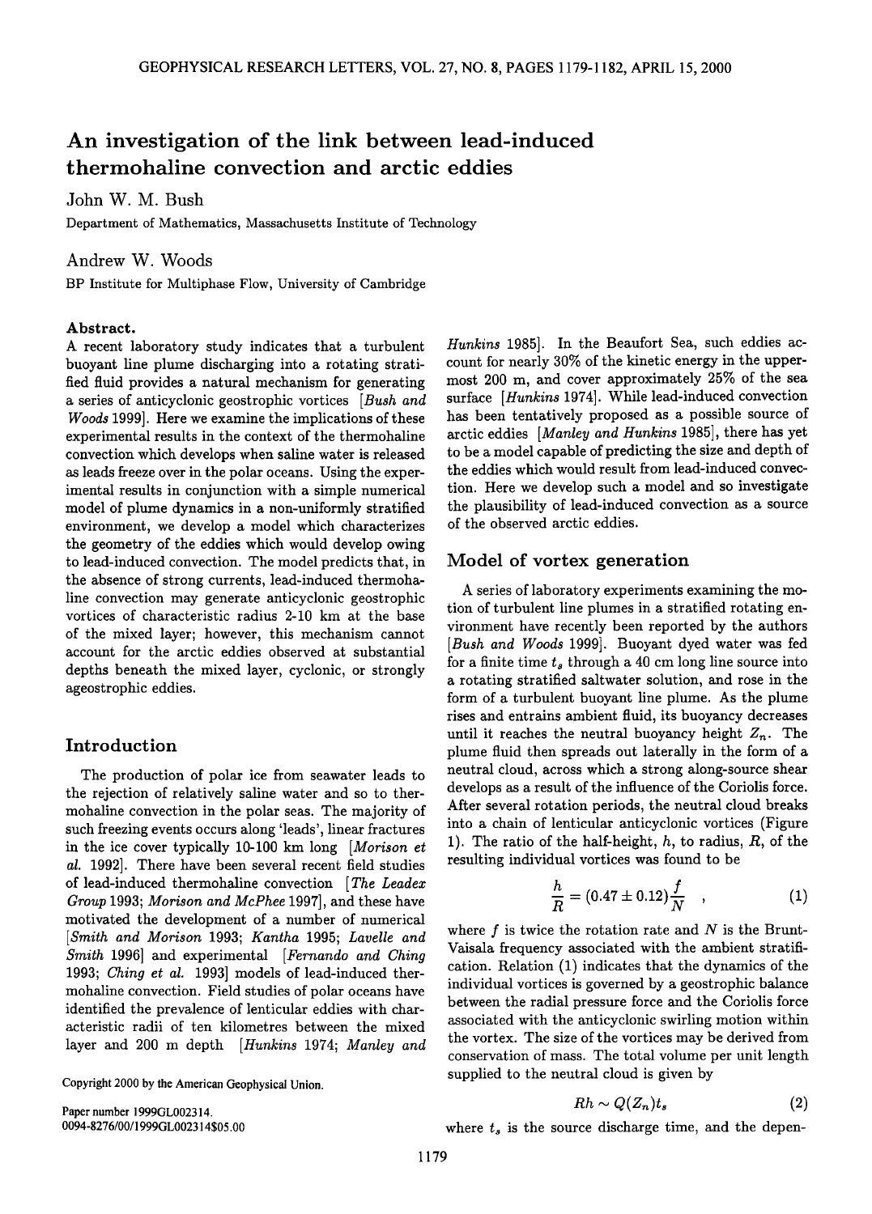# An investigation of the link between lead-induced thermohaline convection and arctic eddies

John W. M. Bush

Department of Mathematics, Massachusetts Institute of Technology

Andrew W. Woods

BP Institute for Multiphase Flow, University of Cambridge

**Abstract.** A recent laboratory study indicates that a turbulent buoyant line plume discharging into a rotating stratified fluid provides a natural mechanism for generating a series of anticyclonic geostrophic vortices [*Bush and Woods* 1999]. Here we examine the implications of these experimental results in the context of the thermohaline convection which develops when saline water is released as leads freeze over in the polar oceans. Using the experimental results in conjunction with a simple numerical model of plume dynamics in a non-uniformly stratified environment, we develop a model which characterizes the geometry of the eddies which would develop owing to lead-induced convection. The model predicts that, in the absence of strong currents, lead-induced thermohaline convection may generate anticyclonic geostrophic vortices of characteristic radius 2-10 km at the base of the mixed layer; however, this mechanism cannot account for the arctic eddies observed at substantial depths beneath the mixed layer, cyclonic, or strongly ageostrophic eddies.

## Introduction

The production of polar ice from seawater leads to the rejection of relatively saline water and so to thermohaline convection in the polar seas. The majority of such freezing events occurs along 'leads', linear fractures in the ice cover typically 10-100 km long [*Morison et al.* 1992]. There have been several recent field studies of lead-induced thermohaline convection [*The Leadex Group* 1993; *Morison and McPhee* 1997], and these have motivated the development of a number of numerical [*Smith and Morison* 1993; *Kantha* 1995; *Lavelle and Smith* 1996] and experimental [*Fernando and Ching* 1993; *Ching et al.* 1993] models of lead-induced thermohaline convection. Field studies of polar oceans have identified the prevalence of lenticular eddies with characteristic radii of ten kilometres between the mixed layer and 200 m depth [*Hunkins* 1974; *Manley and Hunkins* 1985]. In the Beaufort Sea, such eddies account for nearly 30% of the kinetic energy in the uppermost 200 m, and cover approximately 25% of the sea surface [*Hunkins* 1974]. While lead-induced convection has been tentatively proposed as a possible source of arctic eddies [*Manley and Hunkins* 1985], there has yet to be a model capable of predicting the size and depth of the eddies which would result from lead-induced convection. Here we develop such a model and so investigate the plausibility of lead-induced convection as a source of the observed arctic eddies.

Copyright 2000 by the American Geophysical Union.

Paper number 1999GL002314.
0094-8276/00/1999GL002314$05.00

## Model of vortex generation

A series of laboratory experiments examining the motion of turbulent line plumes in a stratified rotating environment have recently been reported by the authors [*Bush and Woods* 1999]. Buoyant dyed water was fed for a finite time $t_s$ through a 40 cm long line source into a rotating stratified saltwater solution, and rose in the form of a turbulent buoyant line plume. As the plume rises and entrains ambient fluid, its buoyancy decreases until it reaches the neutral buoyancy height $Z_n$. The plume fluid then spreads out laterally in the form of a neutral cloud, across which a strong along-source shear develops as a result of the influence of the Coriolis force. After several rotation periods, the neutral cloud breaks into a chain of lenticular anticyclonic vortices (Figure 1). The ratio of the half-height, $h$, to radius, $R$, of the resulting individual vortices was found to be

$$\frac{h}{R} = (0.47 \pm 0.12)\frac{f}{N} \quad , \tag{1}$$

where $f$ is twice the rotation rate and $N$ is the Brunt-Vaisala frequency associated with the ambient stratification. Relation (1) indicates that the dynamics of the individual vortices is governed by a geostrophic balance between the radial pressure force and the Coriolis force associated with the anticyclonic swirling motion within the vortex. The size of the vortices may be derived from conservation of mass. The total volume per unit length supplied to the neutral cloud is given by

$$Rh \sim Q(Z_n)t_s \tag{2}$$

where $t_s$ is the source discharge time, and the depen-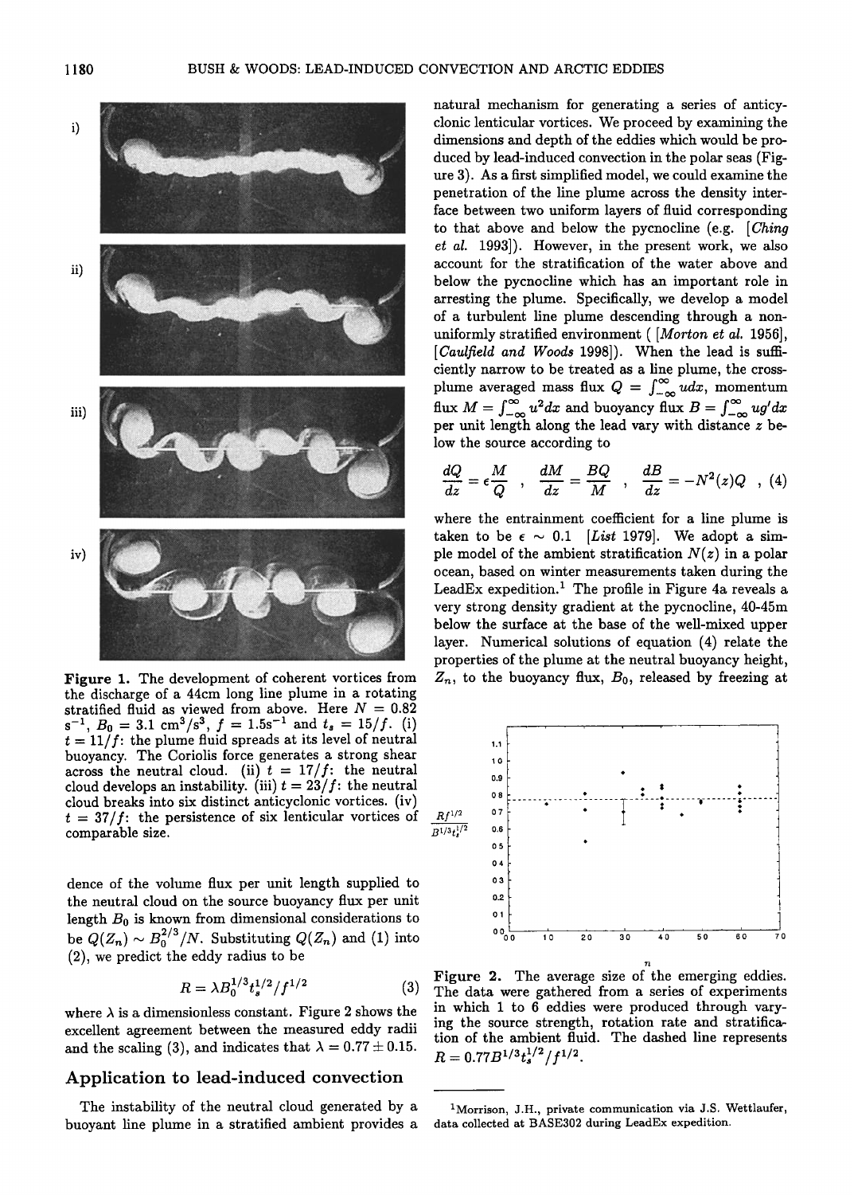i)

ii)

iii)

iv)

**Figure 1.** The development of coherent vortices from the discharge of a 44cm long line plume in a rotating stratified fluid as viewed from above. Here $N = 0.82$ s$^{-1}$, $B_0 = 3.1$ cm$^3$/s$^3$, $f = 1.5$s$^{-1}$ and $t_s = 15/f$. (i) $t = 11/f$: the plume fluid spreads at its level of neutral buoyancy. The Coriolis force generates a strong shear across the neutral cloud. (ii) $t = 17/f$: the neutral cloud develops an instability. (iii) $t = 23/f$: the neutral cloud breaks into six distinct anticyclonic vortices. (iv) $t = 37/f$: the persistence of six lenticular vortices of comparable size.

dence of the volume flux per unit length supplied to the neutral cloud on the source buoyancy flux per unit length $B_0$ is known from dimensional considerations to be $Q(Z_n) \sim B_0^{2/3}/N$. Substituting $Q(Z_n)$ and (1) into (2), we predict the eddy radius to be

$$R = \lambda B_0^{1/3} t_s^{1/2} / f^{1/2} \quad (3)$$

where $\lambda$ is a dimensionless constant. Figure 2 shows the excellent agreement between the measured eddy radii and the scaling (3), and indicates that $\lambda = 0.77 \pm 0.15$.

## Application to lead-induced convection

The instability of the neutral cloud generated by a buoyant line plume in a stratified ambient provides a natural mechanism for generating a series of anticyclonic lenticular vortices. We proceed by examining the dimensions and depth of the eddies which would be produced by lead-induced convection in the polar seas (Figure 3). As a first simplified model, we could examine the penetration of the line plume across the density interface between two uniform layers of fluid corresponding to that above and below the pycnocline (e.g. [*Ching et al.* 1993]). However, in the present work, we also account for the stratification of the water above and below the pycnocline which has an important role in arresting the plume. Specifically, we develop a model of a turbulent line plume descending through a non-uniformly stratified environment ( [*Morton et al.* 1956], [*Caulfield and Woods* 1998]). When the lead is sufficiently narrow to be treated as a line plume, the cross-plume averaged mass flux $Q = \int_{-\infty}^{\infty} u dx$, momentum flux $M = \int_{-\infty}^{\infty} u^2 dx$ and buoyancy flux $B = \int_{-\infty}^{\infty} ug' dx$ per unit length along the lead vary with distance $z$ below the source according to

$$\frac{dQ}{dz} = \epsilon \frac{M}{Q} \quad , \quad \frac{dM}{dz} = \frac{BQ}{M} \quad , \quad \frac{dB}{dz} = -N^2(z) Q \quad , \quad (4)$$

where the entrainment coefficient for a line plume is taken to be $\epsilon \sim 0.1$ [*List* 1979]. We adopt a simple model of the ambient stratification $N(z)$ in a polar ocean, based on winter measurements taken during the LeadEx expedition.[1] The profile in Figure 4a reveals a very strong density gradient at the pycnocline, 40-45m below the surface at the base of the well-mixed upper layer. Numerical solutions of equation (4) relate the properties of the plume at the neutral buoyancy height, $Z_n$, to the buoyancy flux, $B_0$, released by freezing at

$\frac{Rf^{1/2}}{B^{1/3}t_s^{1/2}}$

1.1
1.0
0.9
0.8
0.7
0.6
0.5
0.4
0.3
0.2
0.1
0.0

0.0 1.0 2.0 3.0 4.0 5.0 6.0 7.0

$n$

**Figure 2.** The average size of the emerging eddies. The data were gathered from a series of experiments in which 1 to 6 eddies were produced through varying the source strength, rotation rate and stratification of the ambient fluid. The dashed line represents $R = 0.77B^{1/3}t_s^{1/2}/f^{1/2}$.

[1] Morrison, J.H., private communication via J.S. Wettlaufer, data collected at BASE302 during LeadEx expedition.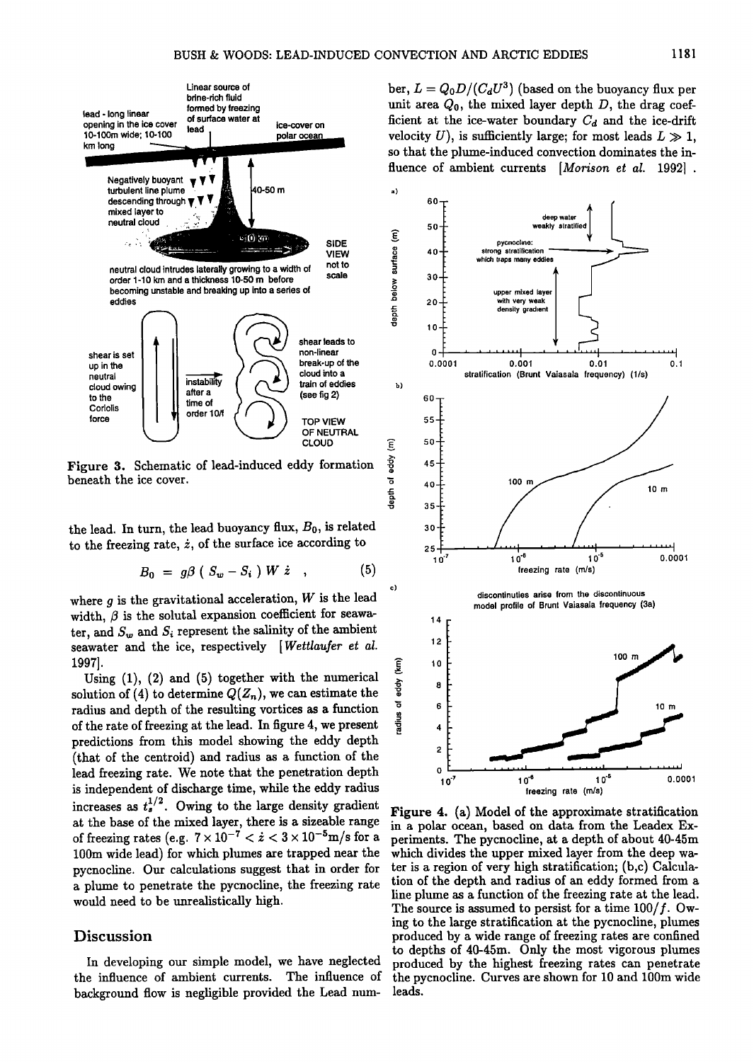Linear source of brine-rich fluid formed by freezing of surface water at lead

lead - long linear opening in the ice cover 10-100m wide; 10-100 km long

ice-cover on polar ocean

Negatively buoyant turbulent line plume descending through mixed layer to neutral cloud

40-50 m

~10 km

SIDE VIEW not to scale

neutral cloud intrudes laterally growing to a width of order 1-10 km and a thickness 10-50 m before becoming unstable and breaking up into a series of eddies

shear is set up in the neutral cloud owing to the Coriolis force

instability after a time of order 10/f

shear leads to non-linear break-up of the cloud into a train of eddies (see fig 2)

TOP VIEW OF NEUTRAL CLOUD

**Figure 3.** Schematic of lead-induced eddy formation beneath the ice cover.

the lead. In turn, the lead buoyancy flux, $B_0$, is related to the freezing rate, $\dot{z}$, of the surface ice according to

$$B_0 = g\beta\,(\,S_w - S_i\,)\,W\,\dot{z}\quad , \tag{5}$$

where $g$ is the gravitational acceleration, $W$ is the lead width, $\beta$ is the solutal expansion coefficient for seawater, and $S_w$ and $S_i$ represent the salinity of the ambient seawater and the ice, respectively [*Wettlaufer et al.* 1997].

Using (1), (2) and (5) together with the numerical solution of (4) to determine $Q(Z_n)$, we can estimate the radius and depth of the resulting vortices as a function of the rate of freezing at the lead. In figure 4, we present predictions from this model showing the eddy depth (that of the centroid) and radius as a function of the lead freezing rate. We note that the penetration depth is independent of discharge time, while the eddy radius increases as $t_s^{1/2}$. Owing to the large density gradient at the base of the mixed layer, there is a sizeable range of freezing rates (e.g. $7\times10^{-7} < \dot{z} < 3\times10^{-5}$m/s for a 100m wide lead) for which plumes are trapped near the pycnocline. Our calculations suggest that in order for a plume to penetrate the pycnocline, the freezing rate would need to be unrealistically high.

## Discussion

In developing our simple model, we have neglected the influence of ambient currents. The influence of background flow is negligible provided the Lead number, $L = Q_0 D/(C_d U^3)$ (based on the buoyancy flux per unit area $Q_0$, the mixed layer depth $D$, the drag coefficient at the ice-water boundary $C_d$ and the ice-drift velocity $U$), is sufficiently large; for most leads $L \gg 1$, so that the plume-induced convection dominates the influence of ambient currents [*Morison et al.* 1992] .

a)

depth below surface (m)

60, 50, 40, 30, 20, 10, 0

deep water weakly stratified

pycnocline: strong stratification which traps many eddies

upper mixed layer with very weak density gradient

0.0001, 0.001, 0.01, 0.1

stratification (Brunt Vaisasala frequency) (1/s)

b)

depth of eddy (m)

60, 55, 50, 45, 40, 35, 30, 25

100 m

10 m

$10^{-7}$, $10^{-6}$, $10^{-5}$, 0.0001

freezing rate (m/s)

c)

discontinuities arise from the discontinuous model profile of Brunt Vaisasala frequency (3a)

radius of eddy (km)

14, 12, 10, 8, 6, 4, 2, 0

100 m

10 m

$10^{-7}$, $10^{-6}$, $10^{-5}$, 0.0001

freezing rate (m/s)

**Figure 4.** (a) Model of the approximate stratification in a polar ocean, based on data from the Leadex Experiments. The pycnocline, at a depth of about 40-45m which divides the upper mixed layer from the deep water is a region of very high stratification; (b,c) Calculation of the depth and radius of an eddy formed from a line plume as a function of the freezing rate at the lead. The source is assumed to persist for a time $100/f$. Owing to the large stratification at the pycnocline, plumes produced by a wide range of freezing rates are confined to depths of 40-45m. Only the most vigorous plumes produced by the highest freezing rates can penetrate the pycnocline. Curves are shown for 10 and 100m wide leads.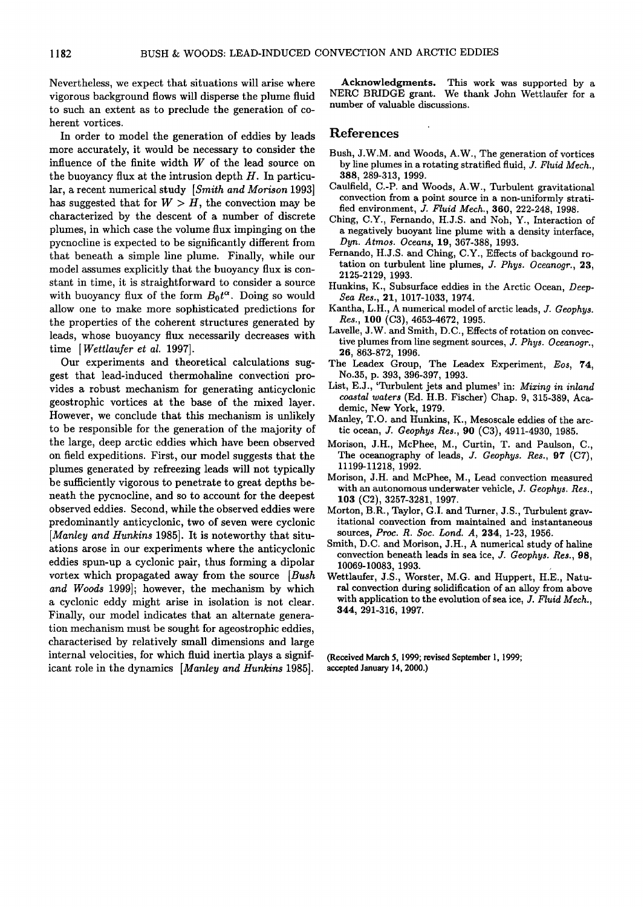Nevertheless, we expect that situations will arise where vigorous background flows will disperse the plume fluid to such an extent as to preclude the generation of coherent vortices.

In order to model the generation of eddies by leads more accurately, it would be necessary to consider the influence of the finite width $W$ of the lead source on the buoyancy flux at the intrusion depth $H$. In particular, a recent numerical study [*Smith and Morison* 1993] has suggested that for $W > H$, the convection may be characterized by the descent of a number of discrete plumes, in which case the volume flux impinging on the pycnocline is expected to be significantly different from that beneath a simple line plume. Finally, while our model assumes explicitly that the buoyancy flux is constant in time, it is straightforward to consider a source with buoyancy flux of the form $B_0 t^\alpha$. Doing so would allow one to make more sophisticated predictions for the properties of the coherent structures generated by leads, whose buoyancy flux necessarily decreases with time [*Wettlaufer et al.* 1997].

Our experiments and theoretical calculations suggest that lead-induced thermohaline convection provides a robust mechanism for generating anticyclonic geostrophic vortices at the base of the mixed layer. However, we conclude that this mechanism is unlikely to be responsible for the generation of the majority of the large, deep arctic eddies which have been observed on field expeditions. First, our model suggests that the plumes generated by refreezing leads will not typically be sufficiently vigorous to penetrate to great depths beneath the pycnocline, and so to account for the deepest observed eddies. Second, while the observed eddies were predominantly anticyclonic, two of seven were cyclonic [*Manley and Hunkins* 1985]. It is noteworthy that situations arose in our experiments where the anticyclonic eddies spun-up a cyclonic pair, thus forming a dipolar vortex which propagated away from the source [*Bush and Woods* 1999]; however, the mechanism by which a cyclonic eddy might arise in isolation is not clear. Finally, our model indicates that an alternate generation mechanism must be sought for ageostrophic eddies, characterised by relatively small dimensions and large internal velocities, for which fluid inertia plays a significant role in the dynamics [*Manley and Hunkins* 1985].

**Acknowledgments.** This work was supported by a NERC BRIDGE grant. We thank John Wettlaufer for a number of valuable discussions.

## References

Bush, J.W.M. and Woods, A.W., The generation of vortices by line plumes in a rotating stratified fluid, *J. Fluid Mech.*, **388**, 289-313, 1999.

Caulfield, C.-P. and Woods, A.W., Turbulent gravitational convection from a point source in a non-uniformly stratified environment, *J. Fluid Mech.*, **360**, 222-248, 1998.

Ching, C.Y., Fernando, H.J.S. and Noh, Y., Interaction of a negatively buoyant line plume with a density interface, *Dyn. Atmos. Oceans*, **19**, 367-388, 1993.

Fernando, H.J.S. and Ching, C.Y., Effects of backgound rotation on turbulent line plumes, *J. Phys. Oceanogr.*, **23**, 2125-2129, 1993.

Hunkins, K., Subsurface eddies in the Arctic Ocean, *Deep-Sea Res.*, **21**, 1017-1033, 1974.

Kantha, L.H., A numerical model of arctic leads, *J. Geophys. Res.*, **100** (C3), 4653-4672, 1995.

Lavelle, J.W. and Smith, D.C., Effects of rotation on convective plumes from line segment sources, *J. Phys. Oceanogr.*, **26**, 863-872, 1996.

The Leadex Group, The Leadex Experiment, *Eos*, **74**, No.35, p. 393, 396-397, 1993.

List, E.J., 'Turbulent jets and plumes' in: *Mixing in inland coastal waters* (Ed. H.B. Fischer) Chap. 9, 315-389, Academic, New York, 1979.

Manley, T.O. and Hunkins, K., Mesoscale eddies of the arctic ocean, *J. Geophys Res.*, **90** (C3), 4911-4930, 1985.

Morison, J.H., McPhee, M., Curtin, T. and Paulson, C., The oceanography of leads, *J. Geophys. Res.*, **97** (C7), 11199-11218, 1992.

Morison, J.H. and McPhee, M., Lead convection measured with an autonomous underwater vehicle, *J. Geophys. Res.*, **103** (C2), 3257-3281, 1997.

Morton, B.R., Taylor, G.I. and Turner, J.S., Turbulent gravitational convection from maintained and instantaneous sources, *Proc. R. Soc. Lond. A*, **234**, 1-23, 1956.

Smith, D.C. and Morison, J.H., A numerical study of haline convection beneath leads in sea ice, *J. Geophys. Res.*, **98**, 10069-10083, 1993.

Wettlaufer, J.S., Worster, M.G. and Huppert, H.E., Natural convection during solidification of an alloy from above with application to the evolution of sea ice, *J. Fluid Mech.*, **344**, 291-316, 1997.

(Received March 5, 1999; revised September 1, 1999; accepted January 14, 2000.)